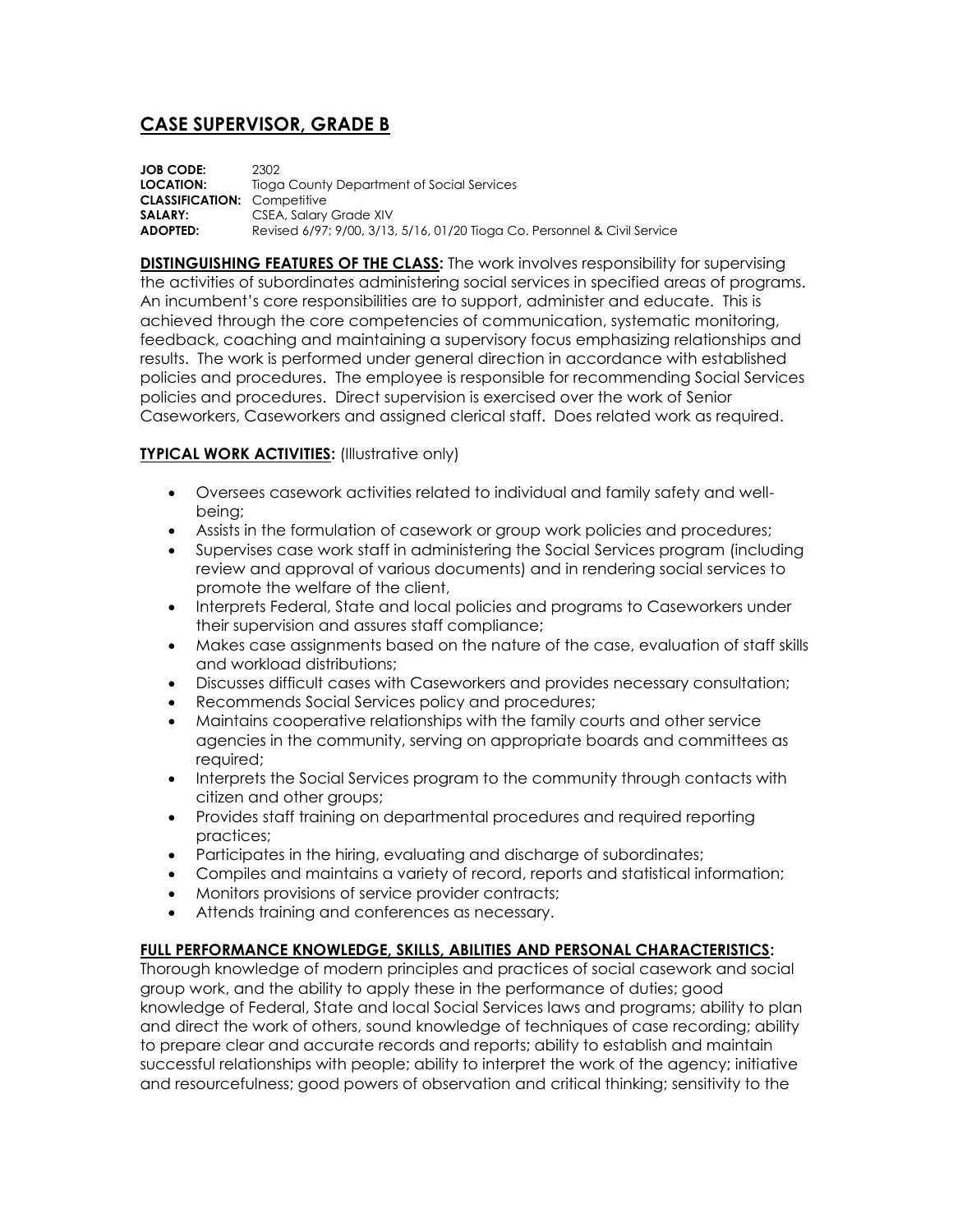# CASE SUPERVISOR, GRADE B

**JOB CODE:** 2302
**LOCATION:** Tioga County Department of Social Services
**CLASSIFICATION:** Competitive
**SALARY:** CSEA, Salary Grade XIV
**ADOPTED:** Revised 6/97; 9/00, 3/13, 5/16, 01/20 Tioga Co. Personnel & Civil Service

**DISTINGUISHING FEATURES OF THE CLASS:** The work involves responsibility for supervising the activities of subordinates administering social services in specified areas of programs. An incumbent's core responsibilities are to support, administer and educate. This is achieved through the core competencies of communication, systematic monitoring, feedback, coaching and maintaining a supervisory focus emphasizing relationships and results. The work is performed under general direction in accordance with established policies and procedures. The employee is responsible for recommending Social Services policies and procedures. Direct supervision is exercised over the work of Senior Caseworkers, Caseworkers and assigned clerical staff. Does related work as required.

**TYPICAL WORK ACTIVITIES:** (Illustrative only)

- Oversees casework activities related to individual and family safety and well-being;
- Assists in the formulation of casework or group work policies and procedures;
- Supervises case work staff in administering the Social Services program (including review and approval of various documents) and in rendering social services to promote the welfare of the client,
- Interprets Federal, State and local policies and programs to Caseworkers under their supervision and assures staff compliance;
- Makes case assignments based on the nature of the case, evaluation of staff skills and workload distributions;
- Discusses difficult cases with Caseworkers and provides necessary consultation;
- Recommends Social Services policy and procedures;
- Maintains cooperative relationships with the family courts and other service agencies in the community, serving on appropriate boards and committees as required;
- Interprets the Social Services program to the community through contacts with citizen and other groups;
- Provides staff training on departmental procedures and required reporting practices;
- Participates in the hiring, evaluating and discharge of subordinates;
- Compiles and maintains a variety of record, reports and statistical information;
- Monitors provisions of service provider contracts;
- Attends training and conferences as necessary.

**FULL PERFORMANCE KNOWLEDGE, SKILLS, ABILITIES AND PERSONAL CHARACTERISTICS:**
Thorough knowledge of modern principles and practices of social casework and social group work, and the ability to apply these in the performance of duties; good knowledge of Federal, State and local Social Services laws and programs; ability to plan and direct the work of others, sound knowledge of techniques of case recording; ability to prepare clear and accurate records and reports; ability to establish and maintain successful relationships with people; ability to interpret the work of the agency; initiative and resourcefulness; good powers of observation and critical thinking; sensitivity to the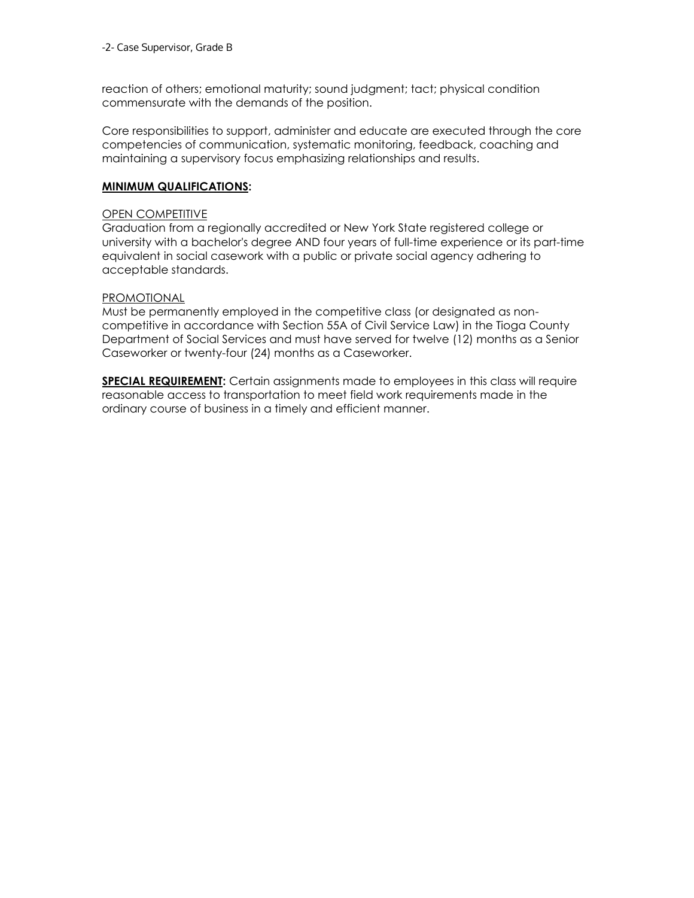reaction of others; emotional maturity; sound judgment; tact; physical condition commensurate with the demands of the position.

Core responsibilities to support, administer and educate are executed through the core competencies of communication, systematic monitoring, feedback, coaching and maintaining a supervisory focus emphasizing relationships and results.

**MINIMUM QUALIFICATIONS:**

OPEN COMPETITIVE

Graduation from a regionally accredited or New York State registered college or university with a bachelor's degree AND four years of full-time experience or its part-time equivalent in social casework with a public or private social agency adhering to acceptable standards.

PROMOTIONAL

Must be permanently employed in the competitive class (or designated as non-competitive in accordance with Section 55A of Civil Service Law) in the Tioga County Department of Social Services and must have served for twelve (12) months as a Senior Caseworker or twenty-four (24) months as a Caseworker.

**SPECIAL REQUIREMENT:** Certain assignments made to employees in this class will require reasonable access to transportation to meet field work requirements made in the ordinary course of business in a timely and efficient manner.